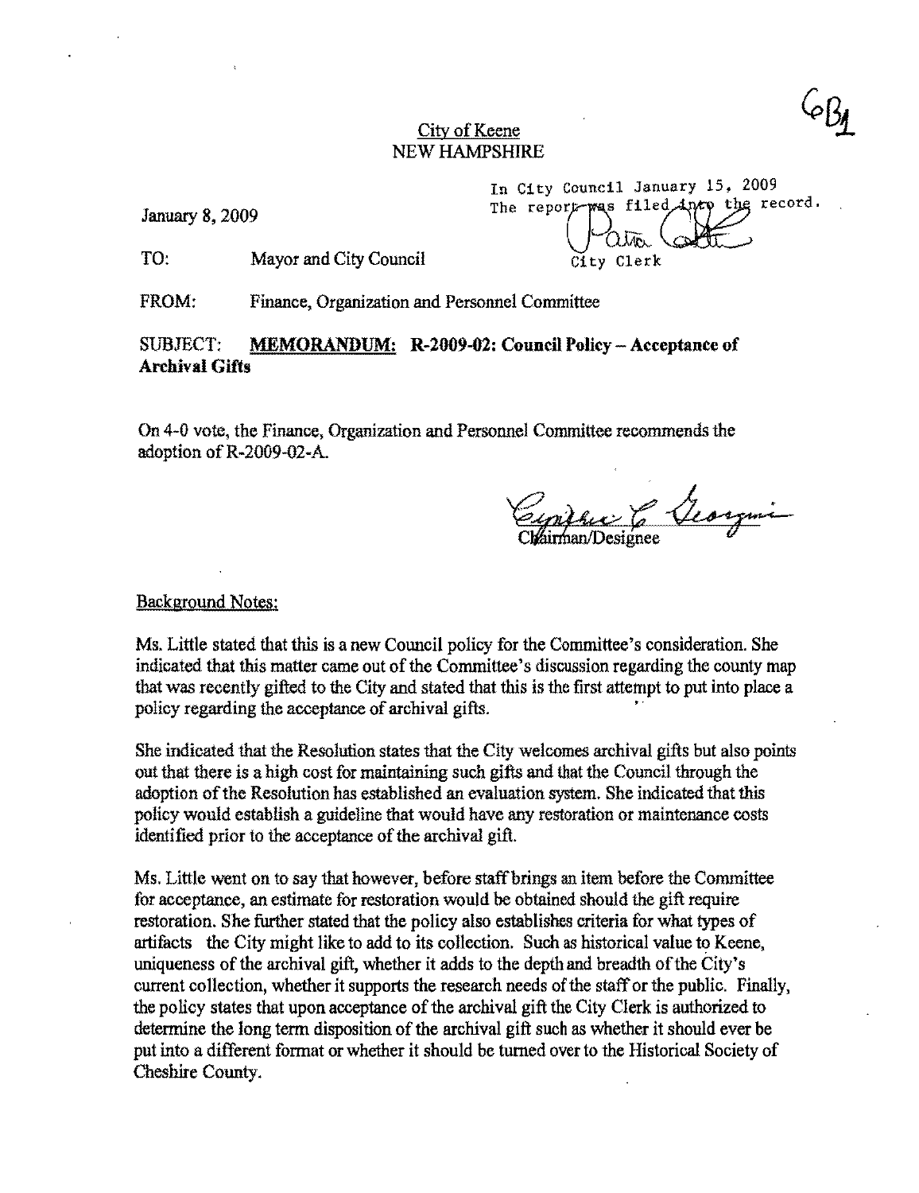6B1

City of Keene
NEW HAMPSHIRE

January 8, 2009

In City Council January 15, 2009
The report was filed into the record.
City Clerk

TO: Mayor and City Council

FROM: Finance, Organization and Personnel Committee

SUBJECT: **MEMORANDUM: R-2009-02: Council Policy – Acceptance of Archival Gifts**

On 4-0 vote, the Finance, Organization and Personnel Committee recommends the adoption of R-2009-02-A.

Chairman/Designee

Background Notes:

Ms. Little stated that this is a new Council policy for the Committee's consideration. She indicated that this matter came out of the Committee's discussion regarding the county map that was recently gifted to the City and stated that this is the first attempt to put into place a policy regarding the acceptance of archival gifts.

She indicated that the Resolution states that the City welcomes archival gifts but also points out that there is a high cost for maintaining such gifts and that the Council through the adoption of the Resolution has established an evaluation system. She indicated that this policy would establish a guideline that would have any restoration or maintenance costs identified prior to the acceptance of the archival gift.

Ms. Little went on to say that however, before staff brings an item before the Committee for acceptance, an estimate for restoration would be obtained should the gift require restoration. She further stated that the policy also establishes criteria for what types of artifacts the City might like to add to its collection. Such as historical value to Keene, uniqueness of the archival gift, whether it adds to the depth and breadth of the City's current collection, whether it supports the research needs of the staff or the public. Finally, the policy states that upon acceptance of the archival gift the City Clerk is authorized to determine the long term disposition of the archival gift such as whether it should ever be put into a different format or whether it should be turned over to the Historical Society of Cheshire County.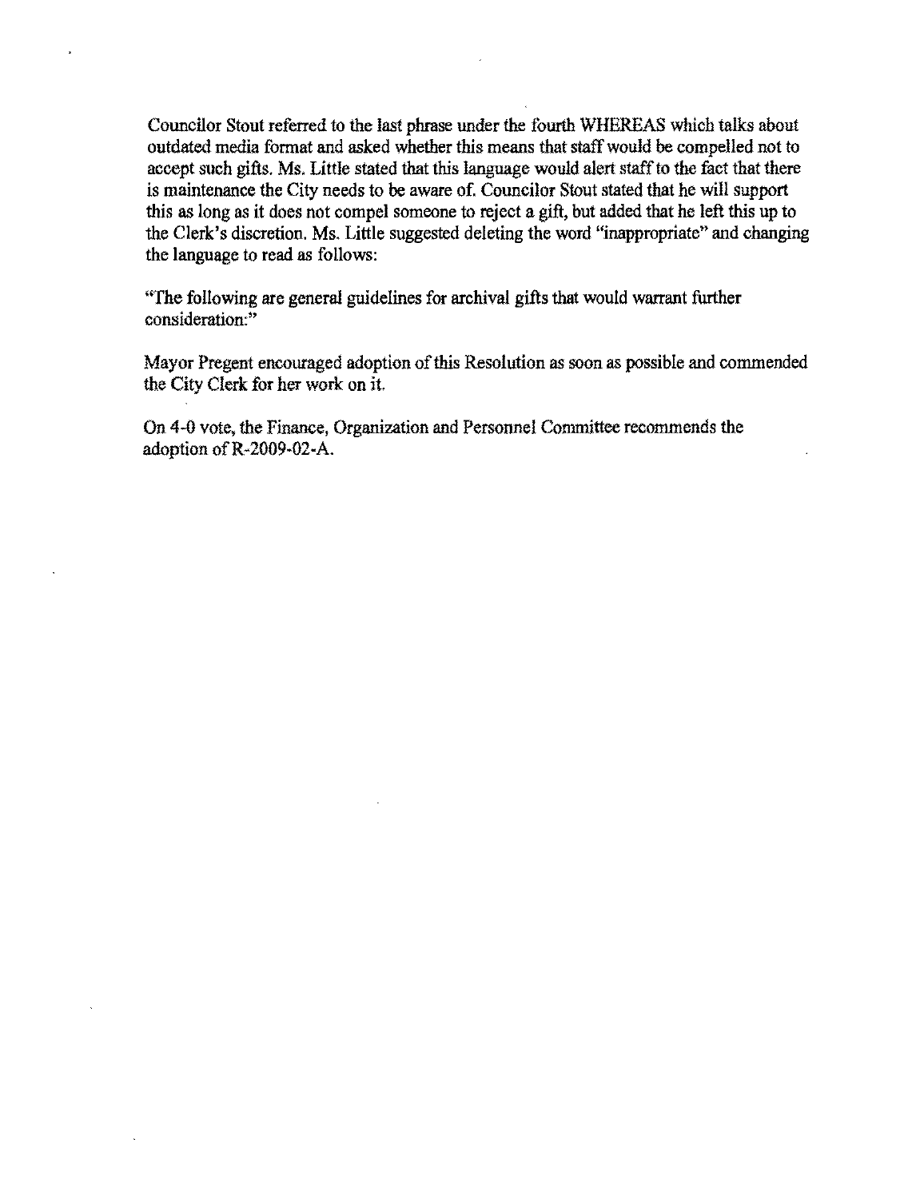Councilor Stout referred to the last phrase under the fourth WHEREAS which talks about outdated media format and asked whether this means that staff would be compelled not to accept such gifts. Ms. Little stated that this language would alert staff to the fact that there is maintenance the City needs to be aware of. Councilor Stout stated that he will support this as long as it does not compel someone to reject a gift, but added that he left this up to the Clerk's discretion. Ms. Little suggested deleting the word "inappropriate" and changing the language to read as follows:

"The following are general guidelines for archival gifts that would warrant further consideration:"

Mayor Pregent encouraged adoption of this Resolution as soon as possible and commended the City Clerk for her work on it.

On 4-0 vote, the Finance, Organization and Personnel Committee recommends the adoption of R-2009-02-A.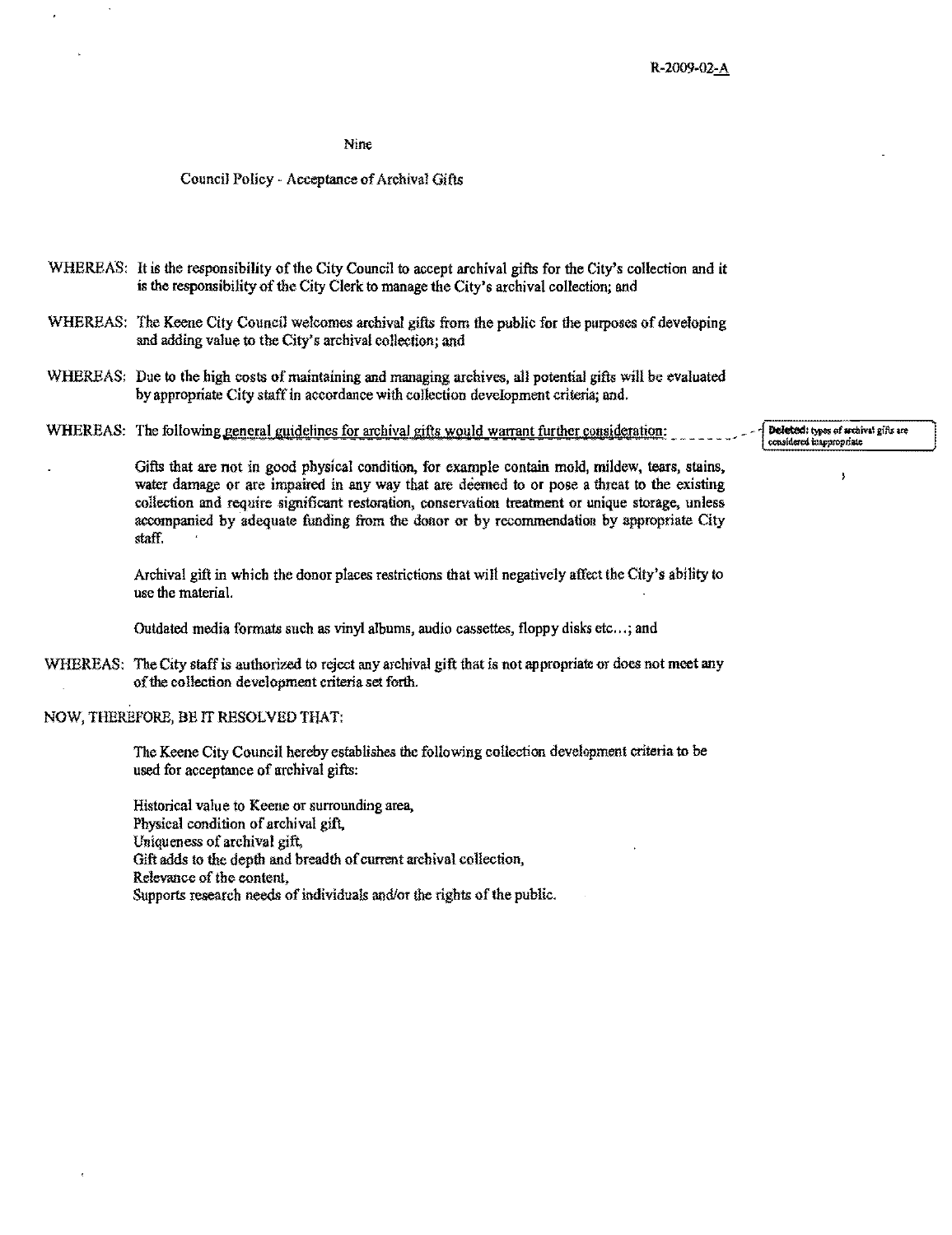R-2009-02-A

Nine

Council Policy - Acceptance of Archival Gifts

WHEREAS: It is the responsibility of the City Council to accept archival gifts for the City's collection and it is the responsibility of the City Clerk to manage the City's archival collection; and

WHEREAS: The Keene City Council welcomes archival gifts from the public for the purposes of developing and adding value to the City's archival collection; and

WHEREAS: Due to the high costs of maintaining and managing archives, all potential gifts will be evaluated by appropriate City staff in accordance with collection development criteria; and.

WHEREAS: The following general guidelines for archival gifts would warrant further consideration:

**Deleted:** types of archival gifts are considered inappropriate

Gifts that are not in good physical condition, for example contain mold, mildew, tears, stains, water damage or are impaired in any way that are deemed to or pose a threat to the existing collection and require significant restoration, conservation treatment or unique storage, unless accompanied by adequate funding from the donor or by recommendation by appropriate City staff.

Archival gift in which the donor places restrictions that will negatively affect the City's ability to use the material.

Outdated media formats such as vinyl albums, audio cassettes, floppy disks etc...; and

WHEREAS: The City staff is authorized to reject any archival gift that is not appropriate or does not meet any of the collection development criteria set forth.

NOW, THEREFORE, BE IT RESOLVED THAT:

The Keene City Council hereby establishes the following collection development criteria to be used for acceptance of archival gifts:

Historical value to Keene or surrounding area,
Physical condition of archival gift,
Uniqueness of archival gift,
Gift adds to the depth and breadth of current archival collection,
Relevance of the content,
Supports research needs of individuals and/or the rights of the public.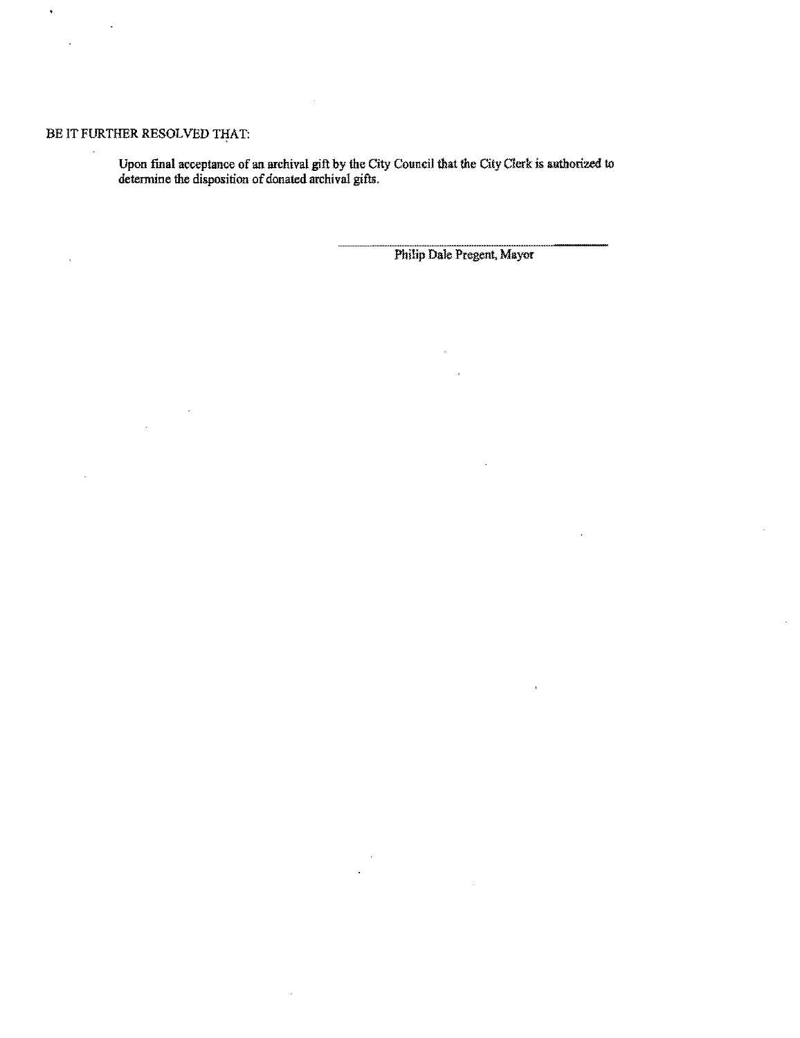BE IT FURTHER RESOLVED THAT:

Upon final acceptance of an archival gift by the City Council that the City Clerk is authorized to determine the disposition of donated archival gifts.

\_\_\_\_\_\_\_\_\_\_\_\_\_\_\_\_\_\_\_\_\_\_\_\_\_\_\_\_\_\_\_\_\_\_\_\_

Philip Dale Pregent, Mayor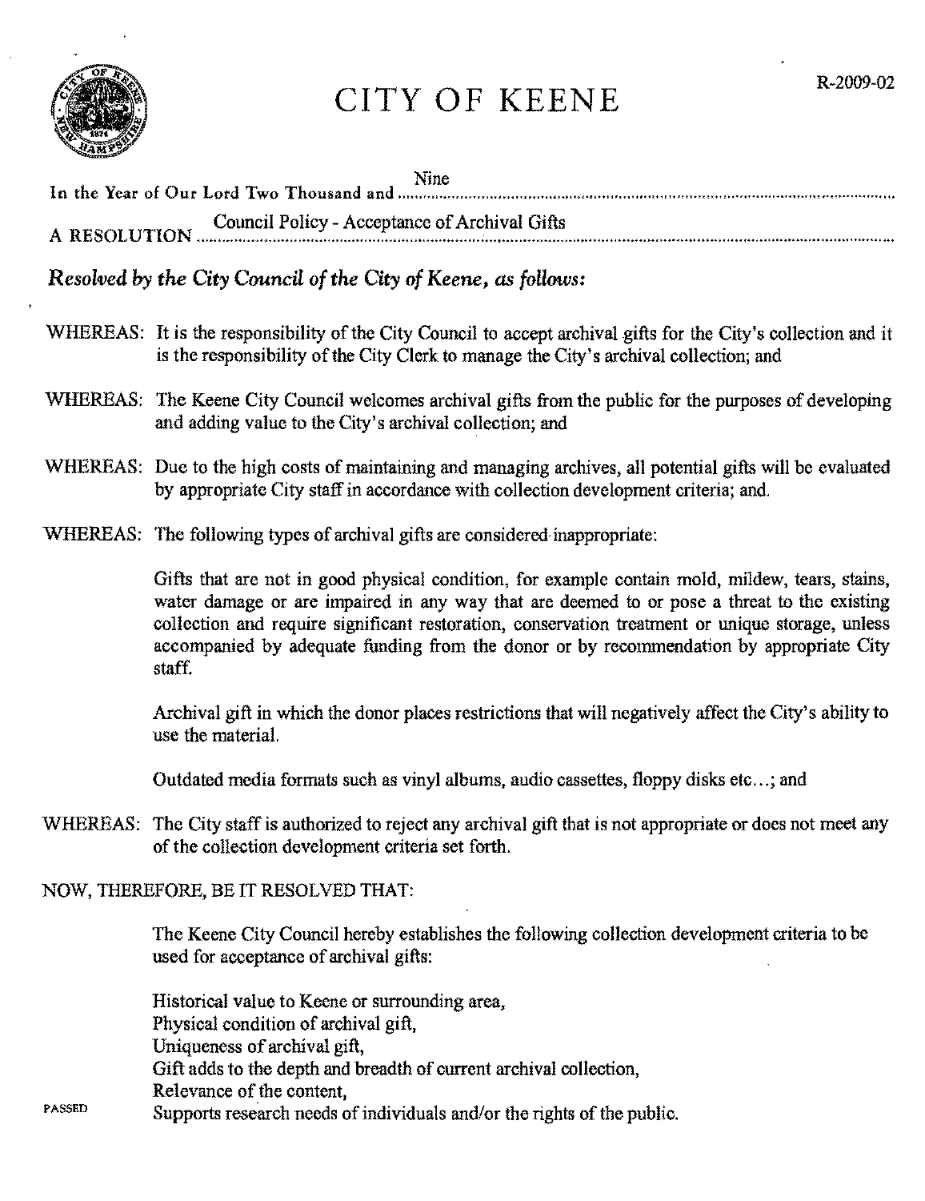R-2009-02

# CITY OF KEENE

In the Year of Our Lord Two Thousand and Nine

A RESOLUTION Council Policy - Acceptance of Archival Gifts

***Resolved by the City Council of the City of Keene, as follows:***

WHEREAS: It is the responsibility of the City Council to accept archival gifts for the City's collection and it is the responsibility of the City Clerk to manage the City's archival collection; and

WHEREAS: The Keene City Council welcomes archival gifts from the public for the purposes of developing and adding value to the City's archival collection; and

WHEREAS: Due to the high costs of maintaining and managing archives, all potential gifts will be evaluated by appropriate City staff in accordance with collection development criteria; and.

WHEREAS: The following types of archival gifts are considered inappropriate:

Gifts that are not in good physical condition, for example contain mold, mildew, tears, stains, water damage or are impaired in any way that are deemed to or pose a threat to the existing collection and require significant restoration, conservation treatment or unique storage, unless accompanied by adequate funding from the donor or by recommendation by appropriate City staff.

Archival gift in which the donor places restrictions that will negatively affect the City's ability to use the material.

Outdated media formats such as vinyl albums, audio cassettes, floppy disks etc…; and

WHEREAS: The City staff is authorized to reject any archival gift that is not appropriate or does not meet any of the collection development criteria set forth.

NOW, THEREFORE, BE IT RESOLVED THAT:

The Keene City Council hereby establishes the following collection development criteria to be used for acceptance of archival gifts:

Historical value to Keene or surrounding area,
Physical condition of archival gift,
Uniqueness of archival gift,
Gift adds to the depth and breadth of current archival collection,
Relevance of the content,
Supports research needs of individuals and/or the rights of the public.

PASSED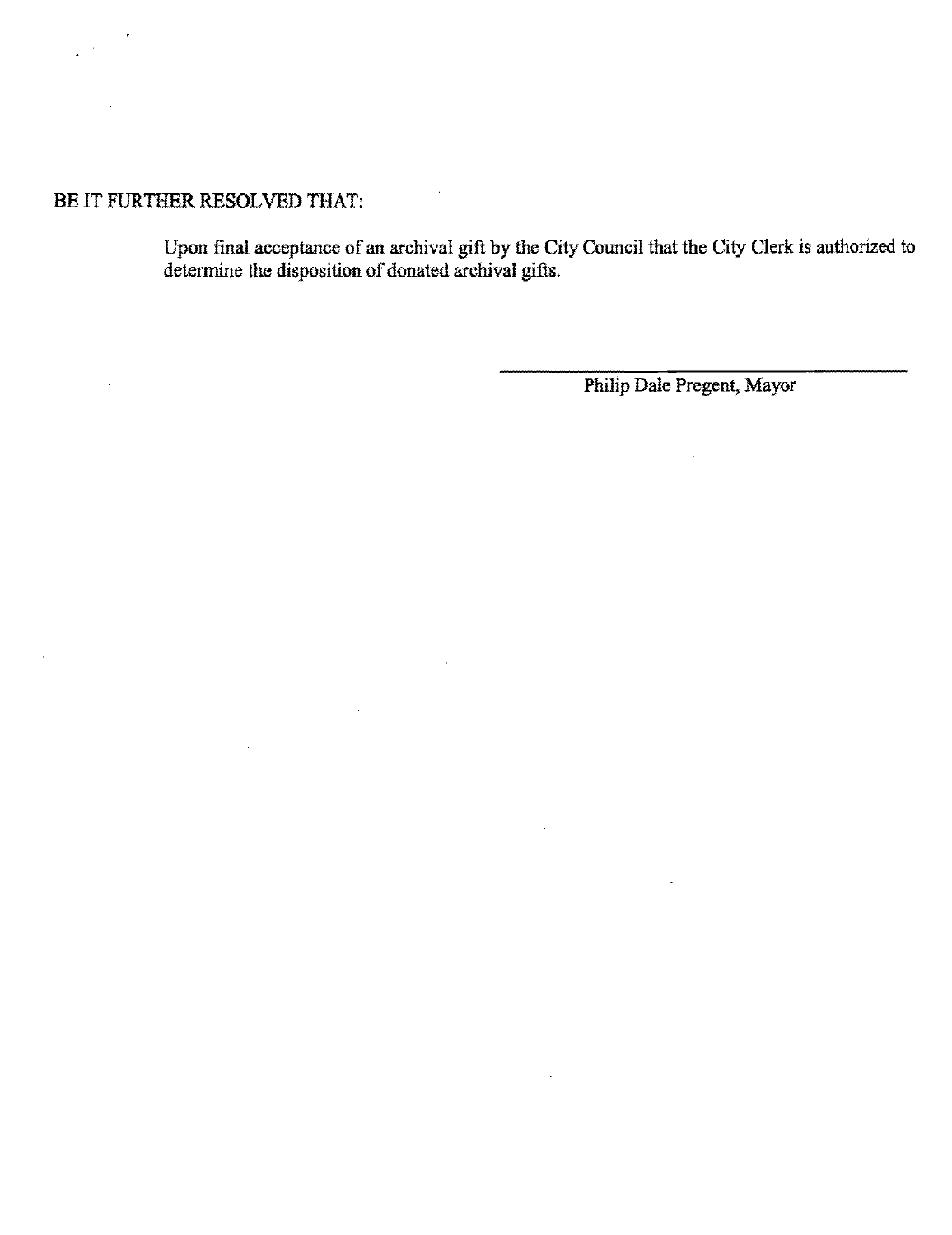BE IT FURTHER RESOLVED THAT:

Upon final acceptance of an archival gift by the City Council that the City Clerk is authorized to determine the disposition of donated archival gifts.

\_\_\_\_\_\_\_\_\_\_\_\_\_\_\_\_\_\_\_\_\_\_\_\_\_\_\_\_\_\_\_\_\_\_\_\_\_\_

Philip Dale Pregent, Mayor